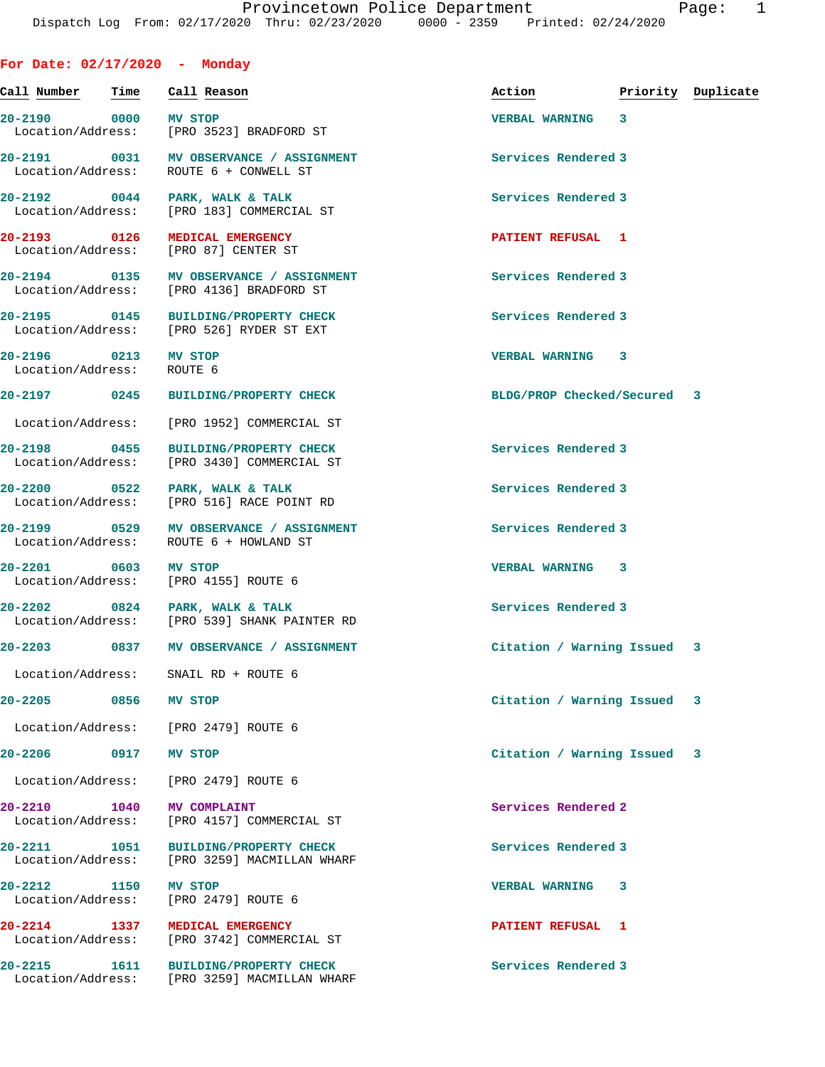Provincetown Police Department
Dispatch Log From: 02/17/2020 Thru: 02/23/2020 0000 - 2359 Printed: 02/24/2020

## For Date: 02/17/2020 - Monday

| Call Number | Time | Call Reason | Action | Priority | Duplicate |
|---|---|---|---|---|---|
| 20-2190 | 0000 | MV STOP<br>Location/Address: [PRO 3523] BRADFORD ST | VERBAL WARNING | 3 | |
| 20-2191 | 0031 | MV OBSERVANCE / ASSIGNMENT<br>Location/Address: ROUTE 6 + CONWELL ST | Services Rendered | 3 | |
| 20-2192 | 0044 | PARK, WALK & TALK<br>Location/Address: [PRO 183] COMMERCIAL ST | Services Rendered | 3 | |
| 20-2193 | 0126 | MEDICAL EMERGENCY<br>Location/Address: [PRO 87] CENTER ST | PATIENT REFUSAL | 1 | |
| 20-2194 | 0135 | MV OBSERVANCE / ASSIGNMENT<br>Location/Address: [PRO 4136] BRADFORD ST | Services Rendered | 3 | |
| 20-2195 | 0145 | BUILDING/PROPERTY CHECK<br>Location/Address: [PRO 526] RYDER ST EXT | Services Rendered | 3 | |
| 20-2196 | 0213 | MV STOP<br>Location/Address: ROUTE 6 | VERBAL WARNING | 3 | |
| 20-2197 | 0245 | BUILDING/PROPERTY CHECK<br>Location/Address: [PRO 1952] COMMERCIAL ST | BLDG/PROP Checked/Secured | 3 | |
| 20-2198 | 0455 | BUILDING/PROPERTY CHECK<br>Location/Address: [PRO 3430] COMMERCIAL ST | Services Rendered | 3 | |
| 20-2200 | 0522 | PARK, WALK & TALK<br>Location/Address: [PRO 516] RACE POINT RD | Services Rendered | 3 | |
| 20-2199 | 0529 | MV OBSERVANCE / ASSIGNMENT<br>Location/Address: ROUTE 6 + HOWLAND ST | Services Rendered | 3 | |
| 20-2201 | 0603 | MV STOP<br>Location/Address: [PRO 4155] ROUTE 6 | VERBAL WARNING | 3 | |
| 20-2202 | 0824 | PARK, WALK & TALK<br>Location/Address: [PRO 539] SHANK PAINTER RD | Services Rendered | 3 | |
| 20-2203 | 0837 | MV OBSERVANCE / ASSIGNMENT<br>Location/Address: SNAIL RD + ROUTE 6 | Citation / Warning Issued | 3 | |
| 20-2205 | 0856 | MV STOP<br>Location/Address: [PRO 2479] ROUTE 6 | Citation / Warning Issued | 3 | |
| 20-2206 | 0917 | MV STOP<br>Location/Address: [PRO 2479] ROUTE 6 | Citation / Warning Issued | 3 | |
| 20-2210 | 1040 | MV COMPLAINT<br>Location/Address: [PRO 4157] COMMERCIAL ST | Services Rendered | 2 | |
| 20-2211 | 1051 | BUILDING/PROPERTY CHECK<br>Location/Address: [PRO 3259] MACMILLAN WHARF | Services Rendered | 3 | |
| 20-2212 | 1150 | MV STOP<br>Location/Address: [PRO 2479] ROUTE 6 | VERBAL WARNING | 3 | |
| 20-2214 | 1337 | MEDICAL EMERGENCY<br>Location/Address: [PRO 3742] COMMERCIAL ST | PATIENT REFUSAL | 1 | |
| 20-2215 | 1611 | BUILDING/PROPERTY CHECK<br>Location/Address: [PRO 3259] MACMILLAN WHARF | Services Rendered | 3 | |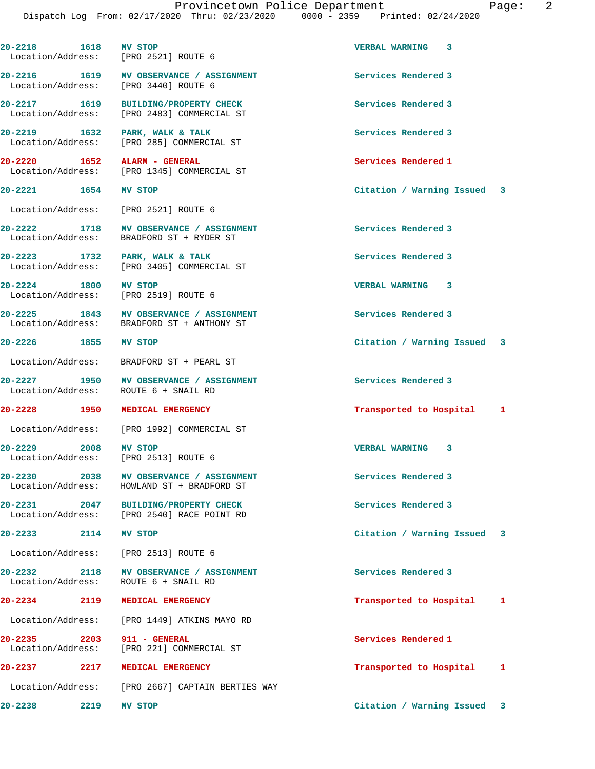20-2218 1618 MV STOP VERBAL WARNING 3
Location/Address: [PRO 2521] ROUTE 6

20-2216 1619 MV OBSERVANCE / ASSIGNMENT Services Rendered 3
Location/Address: [PRO 3440] ROUTE 6

20-2217 1619 BUILDING/PROPERTY CHECK Services Rendered 3
Location/Address: [PRO 2483] COMMERCIAL ST

20-2219 1632 PARK, WALK & TALK Services Rendered 3
Location/Address: [PRO 285] COMMERCIAL ST

20-2220 1652 ALARM - GENERAL Services Rendered 1
Location/Address: [PRO 1345] COMMERCIAL ST

20-2221 1654 MV STOP Citation / Warning Issued 3
Location/Address: [PRO 2521] ROUTE 6

20-2222 1718 MV OBSERVANCE / ASSIGNMENT Services Rendered 3
Location/Address: BRADFORD ST + RYDER ST

20-2223 1732 PARK, WALK & TALK Services Rendered 3
Location/Address: [PRO 3405] COMMERCIAL ST

20-2224 1800 MV STOP VERBAL WARNING 3
Location/Address: [PRO 2519] ROUTE 6

20-2225 1843 MV OBSERVANCE / ASSIGNMENT Services Rendered 3
Location/Address: BRADFORD ST + ANTHONY ST

20-2226 1855 MV STOP Citation / Warning Issued 3
Location/Address: BRADFORD ST + PEARL ST

20-2227 1950 MV OBSERVANCE / ASSIGNMENT Services Rendered 3
Location/Address: ROUTE 6 + SNAIL RD

20-2228 1950 MEDICAL EMERGENCY Transported to Hospital 1
Location/Address: [PRO 1992] COMMERCIAL ST

20-2229 2008 MV STOP VERBAL WARNING 3
Location/Address: [PRO 2513] ROUTE 6

20-2230 2038 MV OBSERVANCE / ASSIGNMENT Services Rendered 3
Location/Address: HOWLAND ST + BRADFORD ST

20-2231 2047 BUILDING/PROPERTY CHECK Services Rendered 3
Location/Address: [PRO 2540] RACE POINT RD

20-2233 2114 MV STOP Citation / Warning Issued 3
Location/Address: [PRO 2513] ROUTE 6

20-2232 2118 MV OBSERVANCE / ASSIGNMENT Services Rendered 3
Location/Address: ROUTE 6 + SNAIL RD

20-2234 2119 MEDICAL EMERGENCY Transported to Hospital 1
Location/Address: [PRO 1449] ATKINS MAYO RD

20-2235 2203 911 - GENERAL Services Rendered 1
Location/Address: [PRO 221] COMMERCIAL ST

20-2237 2217 MEDICAL EMERGENCY Transported to Hospital 1
Location/Address: [PRO 2667] CAPTAIN BERTIES WAY

20-2238 2219 MV STOP Citation / Warning Issued 3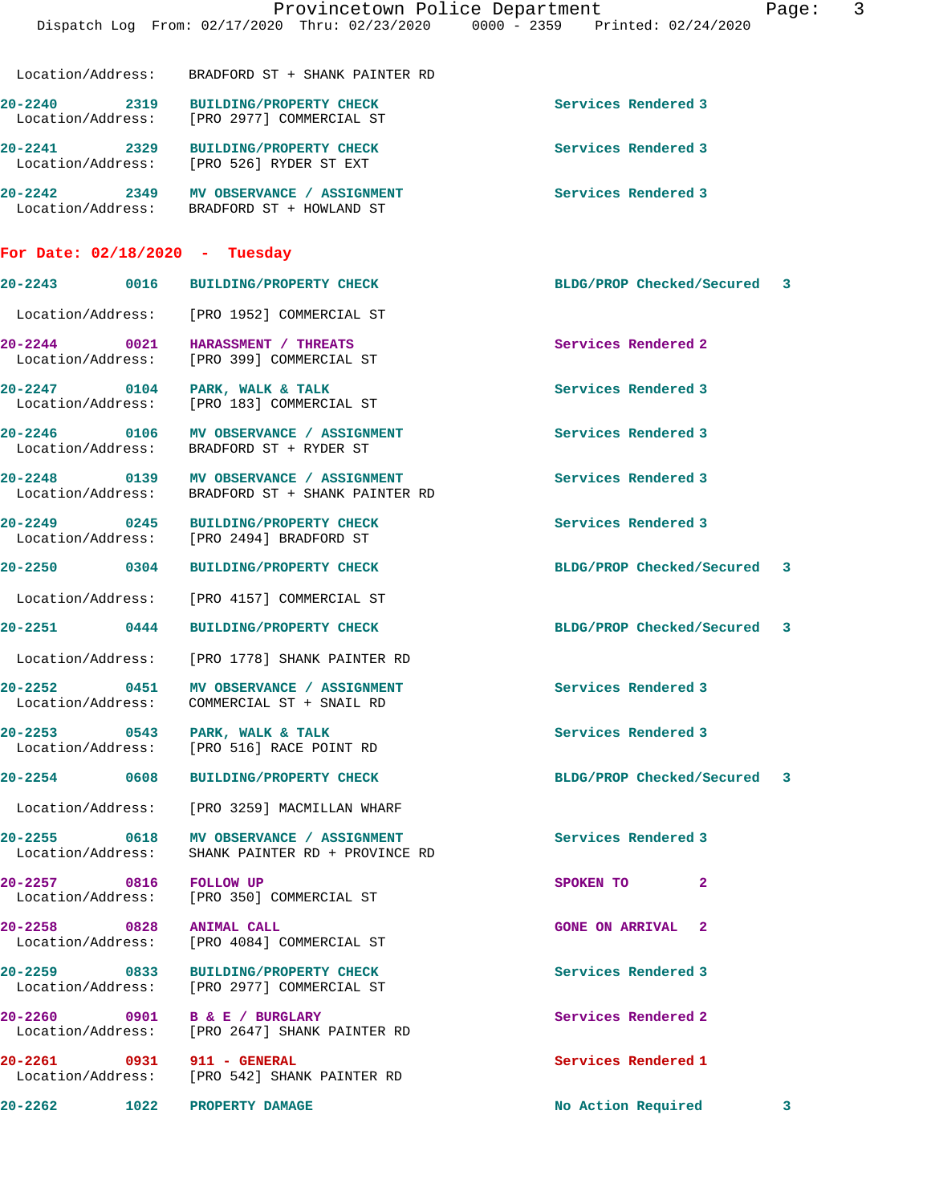Location/Address: BRADFORD ST + SHANK PAINTER RD

20-2240 2319 BUILDING/PROPERTY CHECK Services Rendered 3
Location/Address: [PRO 2977] COMMERCIAL ST

20-2241 2329 BUILDING/PROPERTY CHECK Services Rendered 3
Location/Address: [PRO 526] RYDER ST EXT

20-2242 2349 MV OBSERVANCE / ASSIGNMENT Services Rendered 3
Location/Address: BRADFORD ST + HOWLAND ST

**For Date: 02/18/2020 - Tuesday**

20-2243 0016 BUILDING/PROPERTY CHECK BLDG/PROP Checked/Secured 3
Location/Address: [PRO 1952] COMMERCIAL ST

20-2244 0021 HARASSMENT / THREATS Services Rendered 2
Location/Address: [PRO 399] COMMERCIAL ST

20-2247 0104 PARK, WALK & TALK Services Rendered 3
Location/Address: [PRO 183] COMMERCIAL ST

20-2246 0106 MV OBSERVANCE / ASSIGNMENT Services Rendered 3
Location/Address: BRADFORD ST + RYDER ST

20-2248 0139 MV OBSERVANCE / ASSIGNMENT Services Rendered 3
Location/Address: BRADFORD ST + SHANK PAINTER RD

20-2249 0245 BUILDING/PROPERTY CHECK Services Rendered 3
Location/Address: [PRO 2494] BRADFORD ST

20-2250 0304 BUILDING/PROPERTY CHECK BLDG/PROP Checked/Secured 3
Location/Address: [PRO 4157] COMMERCIAL ST

20-2251 0444 BUILDING/PROPERTY CHECK BLDG/PROP Checked/Secured 3
Location/Address: [PRO 1778] SHANK PAINTER RD

20-2252 0451 MV OBSERVANCE / ASSIGNMENT Services Rendered 3
Location/Address: COMMERCIAL ST + SNAIL RD

20-2253 0543 PARK, WALK & TALK Services Rendered 3
Location/Address: [PRO 516] RACE POINT RD

20-2254 0608 BUILDING/PROPERTY CHECK BLDG/PROP Checked/Secured 3
Location/Address: [PRO 3259] MACMILLAN WHARF

20-2255 0618 MV OBSERVANCE / ASSIGNMENT Services Rendered 3
Location/Address: SHANK PAINTER RD + PROVINCE RD

20-2257 0816 FOLLOW UP SPOKEN TO 2
Location/Address: [PRO 350] COMMERCIAL ST

20-2258 0828 ANIMAL CALL GONE ON ARRIVAL 2
Location/Address: [PRO 4084] COMMERCIAL ST

20-2259 0833 BUILDING/PROPERTY CHECK Services Rendered 3
Location/Address: [PRO 2977] COMMERCIAL ST

20-2260 0901 B & E / BURGLARY Services Rendered 2
Location/Address: [PRO 2647] SHANK PAINTER RD

20-2261 0931 911 - GENERAL Services Rendered 1
Location/Address: [PRO 542] SHANK PAINTER RD

20-2262 1022 PROPERTY DAMAGE No Action Required 3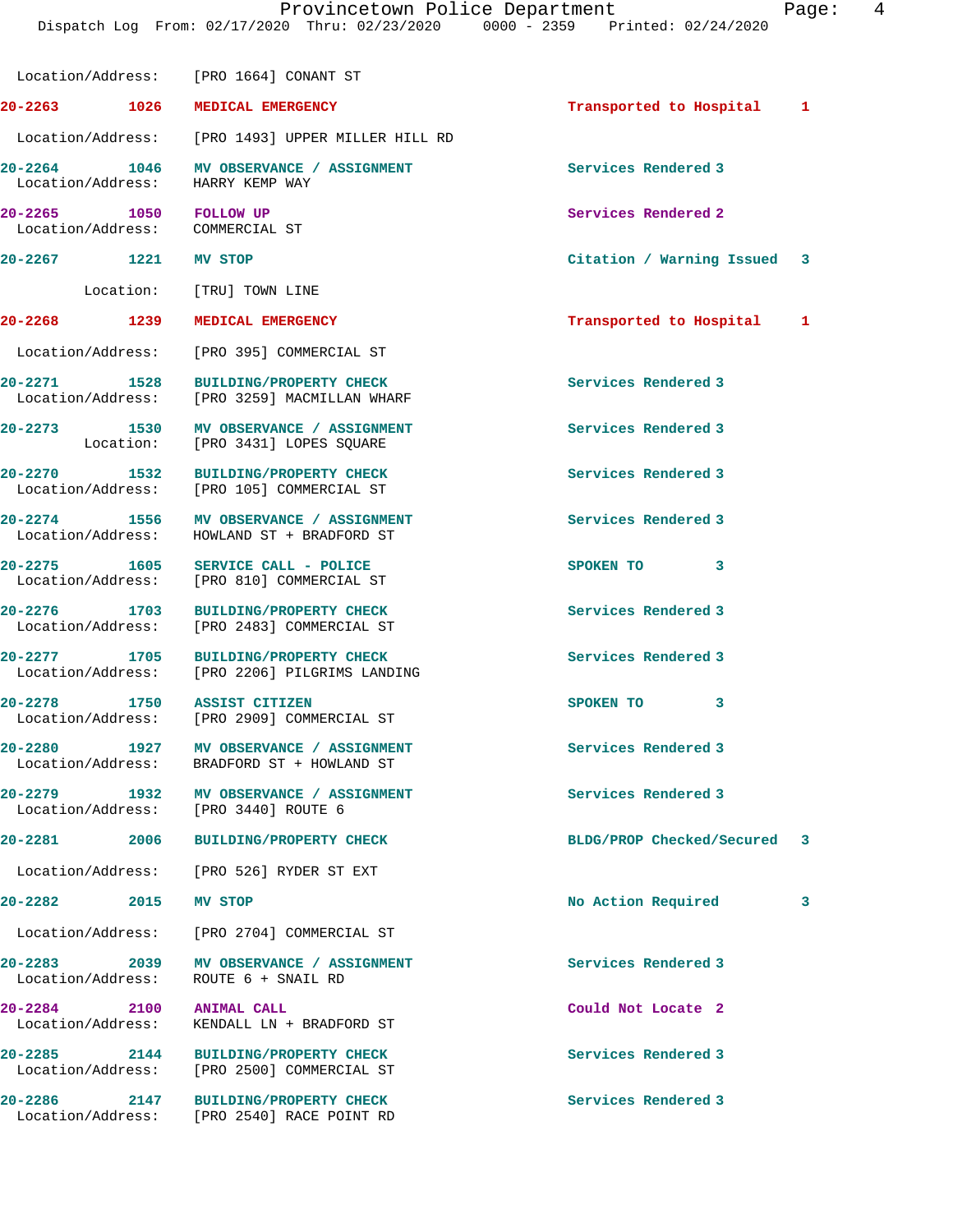Location/Address: [PRO 1664] CONANT ST

**20-2263** 1026 **MEDICAL EMERGENCY** Transported to Hospital 1
Location/Address: [PRO 1493] UPPER MILLER HILL RD

**20-2264** 1046 **MV OBSERVANCE / ASSIGNMENT** Services Rendered 3
Location/Address: HARRY KEMP WAY

**20-2265** 1050 **FOLLOW UP** Services Rendered 2
Location/Address: COMMERCIAL ST

**20-2267** 1221 **MV STOP** Citation / Warning Issued 3
Location: [TRU] TOWN LINE

**20-2268** 1239 **MEDICAL EMERGENCY** Transported to Hospital 1
Location/Address: [PRO 395] COMMERCIAL ST

**20-2271** 1528 **BUILDING/PROPERTY CHECK** Services Rendered 3
Location/Address: [PRO 3259] MACMILLAN WHARF

**20-2273** 1530 **MV OBSERVANCE / ASSIGNMENT** Services Rendered 3
Location: [PRO 3431] LOPES SQUARE

**20-2270** 1532 **BUILDING/PROPERTY CHECK** Services Rendered 3
Location/Address: [PRO 105] COMMERCIAL ST

**20-2274** 1556 **MV OBSERVANCE / ASSIGNMENT** Services Rendered 3
Location/Address: HOWLAND ST + BRADFORD ST

**20-2275** 1605 **SERVICE CALL - POLICE** SPOKEN TO 3
Location/Address: [PRO 810] COMMERCIAL ST

**20-2276** 1703 **BUILDING/PROPERTY CHECK** Services Rendered 3
Location/Address: [PRO 2483] COMMERCIAL ST

**20-2277** 1705 **BUILDING/PROPERTY CHECK** Services Rendered 3
Location/Address: [PRO 2206] PILGRIMS LANDING

**20-2278** 1750 **ASSIST CITIZEN** SPOKEN TO 3
Location/Address: [PRO 2909] COMMERCIAL ST

**20-2280** 1927 **MV OBSERVANCE / ASSIGNMENT** Services Rendered 3
Location/Address: BRADFORD ST + HOWLAND ST

**20-2279** 1932 **MV OBSERVANCE / ASSIGNMENT** Services Rendered 3
Location/Address: [PRO 3440] ROUTE 6

**20-2281** 2006 **BUILDING/PROPERTY CHECK** BLDG/PROP Checked/Secured 3
Location/Address: [PRO 526] RYDER ST EXT

**20-2282** 2015 **MV STOP** No Action Required 3
Location/Address: [PRO 2704] COMMERCIAL ST

**20-2283** 2039 **MV OBSERVANCE / ASSIGNMENT** Services Rendered 3
Location/Address: ROUTE 6 + SNAIL RD

**20-2284** 2100 **ANIMAL CALL** Could Not Locate 2
Location/Address: KENDALL LN + BRADFORD ST

**20-2285** 2144 **BUILDING/PROPERTY CHECK** Services Rendered 3
Location/Address: [PRO 2500] COMMERCIAL ST

**20-2286** 2147 **BUILDING/PROPERTY CHECK** Services Rendered 3
Location/Address: [PRO 2540] RACE POINT RD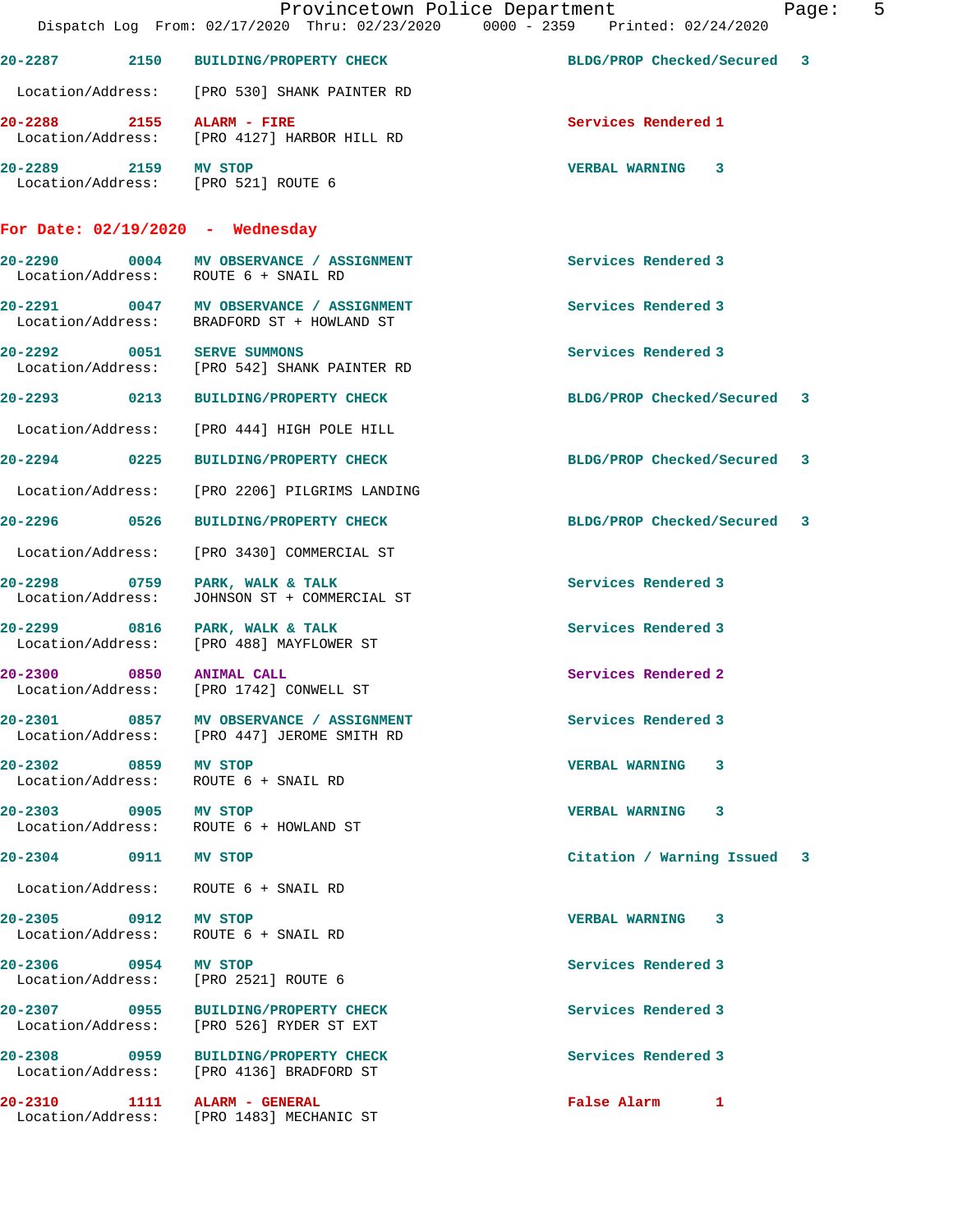| Call # | Time | Call Type | Disposition | Priority |
|---|---|---|---|---|
| 20-2287 | 2150 | BUILDING/PROPERTY CHECK | BLDG/PROP Checked/Secured | 3 |
| Location/Address: | | [PRO 530] SHANK PAINTER RD | | |
| 20-2288 | 2155 | ALARM - FIRE | Services Rendered | 1 |
| Location/Address: | | [PRO 4127] HARBOR HILL RD | | |
| 20-2289 | 2159 | MV STOP | VERBAL WARNING | 3 |
| Location/Address: | | [PRO 521] ROUTE 6 | | |

## For Date: 02/19/2020 - Wednesday

| Call # | Time | Call Type | Disposition | Priority |
|---|---|---|---|---|
| 20-2290 | 0004 | MV OBSERVANCE / ASSIGNMENT | Services Rendered | 3 |
| Location/Address: | | ROUTE 6 + SNAIL RD | | |
| 20-2291 | 0047 | MV OBSERVANCE / ASSIGNMENT | Services Rendered | 3 |
| Location/Address: | | BRADFORD ST + HOWLAND ST | | |
| 20-2292 | 0051 | SERVE SUMMONS | Services Rendered | 3 |
| Location/Address: | | [PRO 542] SHANK PAINTER RD | | |
| 20-2293 | 0213 | BUILDING/PROPERTY CHECK | BLDG/PROP Checked/Secured | 3 |
| Location/Address: | | [PRO 444] HIGH POLE HILL | | |
| 20-2294 | 0225 | BUILDING/PROPERTY CHECK | BLDG/PROP Checked/Secured | 3 |
| Location/Address: | | [PRO 2206] PILGRIMS LANDING | | |
| 20-2296 | 0526 | BUILDING/PROPERTY CHECK | BLDG/PROP Checked/Secured | 3 |
| Location/Address: | | [PRO 3430] COMMERCIAL ST | | |
| 20-2298 | 0759 | PARK, WALK & TALK | Services Rendered | 3 |
| Location/Address: | | JOHNSON ST + COMMERCIAL ST | | |
| 20-2299 | 0816 | PARK, WALK & TALK | Services Rendered | 3 |
| Location/Address: | | [PRO 488] MAYFLOWER ST | | |
| 20-2300 | 0850 | ANIMAL CALL | Services Rendered | 2 |
| Location/Address: | | [PRO 1742] CONWELL ST | | |
| 20-2301 | 0857 | MV OBSERVANCE / ASSIGNMENT | Services Rendered | 3 |
| Location/Address: | | [PRO 447] JEROME SMITH RD | | |
| 20-2302 | 0859 | MV STOP | VERBAL WARNING | 3 |
| Location/Address: | | ROUTE 6 + SNAIL RD | | |
| 20-2303 | 0905 | MV STOP | VERBAL WARNING | 3 |
| Location/Address: | | ROUTE 6 + HOWLAND ST | | |
| 20-2304 | 0911 | MV STOP | Citation / Warning Issued | 3 |
| Location/Address: | | ROUTE 6 + SNAIL RD | | |
| 20-2305 | 0912 | MV STOP | VERBAL WARNING | 3 |
| Location/Address: | | ROUTE 6 + SNAIL RD | | |
| 20-2306 | 0954 | MV STOP | Services Rendered | 3 |
| Location/Address: | | [PRO 2521] ROUTE 6 | | |
| 20-2307 | 0955 | BUILDING/PROPERTY CHECK | Services Rendered | 3 |
| Location/Address: | | [PRO 526] RYDER ST EXT | | |
| 20-2308 | 0959 | BUILDING/PROPERTY CHECK | Services Rendered | 3 |
| Location/Address: | | [PRO 4136] BRADFORD ST | | |
| 20-2310 | 1111 | ALARM - GENERAL | False Alarm | 1 |
| Location/Address: | | [PRO 1483] MECHANIC ST | | |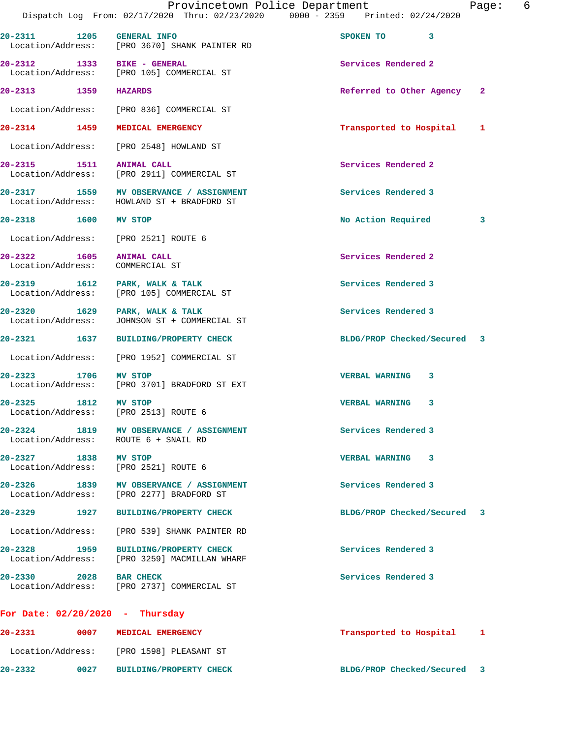20-2311 1205 GENERAL INFO SPOKEN TO 3
Location/Address: [PRO 3670] SHANK PAINTER RD

20-2312 1333 BIKE - GENERAL Services Rendered 2
Location/Address: [PRO 105] COMMERCIAL ST

20-2313 1359 HAZARDS Referred to Other Agency 2
Location/Address: [PRO 836] COMMERCIAL ST

20-2314 1459 MEDICAL EMERGENCY Transported to Hospital 1
Location/Address: [PRO 2548] HOWLAND ST

20-2315 1511 ANIMAL CALL Services Rendered 2
Location/Address: [PRO 2911] COMMERCIAL ST

20-2317 1559 MV OBSERVATION / ASSIGNMENT Services Rendered 3
Location/Address: HOWLAND ST + BRADFORD ST

20-2318 1600 MV STOP No Action Required 3
Location/Address: [PRO 2521] ROUTE 6

20-2322 1605 ANIMAL CALL Services Rendered 2
Location/Address: COMMERCIAL ST

20-2319 1612 PARK, WALK & TALK Services Rendered 3
Location/Address: [PRO 105] COMMERCIAL ST

20-2320 1629 PARK, WALK & TALK Services Rendered 3
Location/Address: JOHNSON ST + COMMERCIAL ST

20-2321 1637 BUILDING/PROPERTY CHECK BLDG/PROP Checked/Secured 3
Location/Address: [PRO 1952] COMMERCIAL ST

20-2323 1706 MV STOP VERBAL WARNING 3
Location/Address: [PRO 3701] BRADFORD ST EXT

20-2325 1812 MV STOP VERBAL WARNING 3
Location/Address: [PRO 2513] ROUTE 6

20-2324 1819 MV OBSERVATION / ASSIGNMENT Services Rendered 3
Location/Address: ROUTE 6 + SNAIL RD

20-2327 1838 MV STOP VERBAL WARNING 3
Location/Address: [PRO 2521] ROUTE 6

20-2326 1839 MV OBSERVATION / ASSIGNMENT Services Rendered 3
Location/Address: [PRO 2277] BRADFORD ST

20-2329 1927 BUILDING/PROPERTY CHECK BLDG/PROP Checked/Secured 3
Location/Address: [PRO 539] SHANK PAINTER RD

20-2328 1959 BUILDING/PROPERTY CHECK Services Rendered 3
Location/Address: [PRO 3259] MACMILLAN WHARF

20-2330 2028 BAR CHECK Services Rendered 3
Location/Address: [PRO 2737] COMMERCIAL ST

## For Date: 02/20/2020 - Thursday

20-2331 0007 MEDICAL EMERGENCY Transported to Hospital 1
Location/Address: [PRO 1598] PLEASANT ST

20-2332 0027 BUILDING/PROPERTY CHECK BLDG/PROP Checked/Secured 3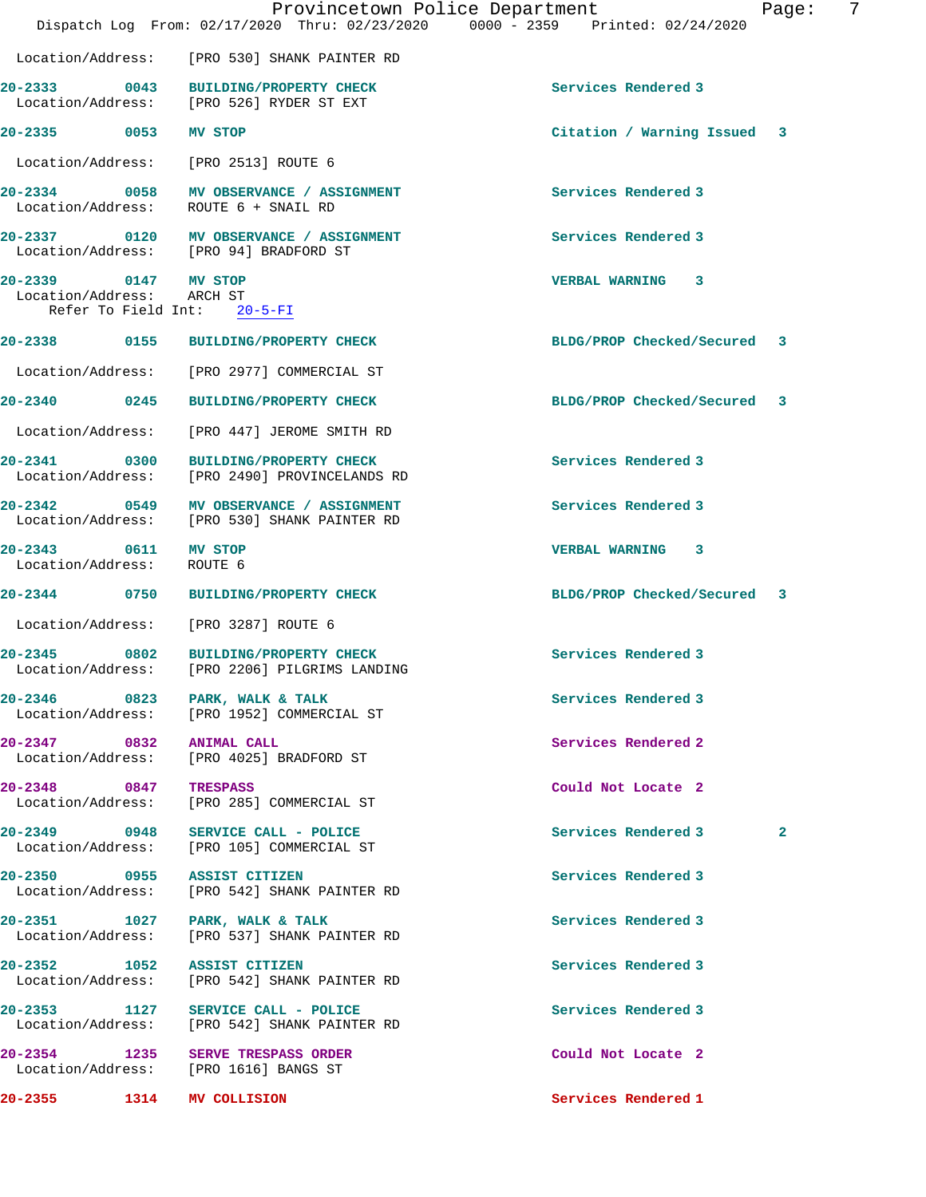Location/Address: [PRO 530] SHANK PAINTER RD

**20-2333** 0043 **BUILDING/PROPERTY CHECK** Services Rendered 3
Location/Address: [PRO 526] RYDER ST EXT

**20-2335** 0053 **MV STOP** Citation / Warning Issued 3
Location/Address: [PRO 2513] ROUTE 6

**20-2334** 0058 **MV OBSERVANCE / ASSIGNMENT** Services Rendered 3
Location/Address: ROUTE 6 + SNAIL RD

**20-2337** 0120 **MV OBSERVANCE / ASSIGNMENT** Services Rendered 3
Location/Address: [PRO 94] BRADFORD ST

**20-2339** 0147 **MV STOP** VERBAL WARNING 3
Location/Address: ARCH ST
Refer To Field Int: 20-5-FI

**20-2338** 0155 **BUILDING/PROPERTY CHECK** BLDG/PROP Checked/Secured 3
Location/Address: [PRO 2977] COMMERCIAL ST

**20-2340** 0245 **BUILDING/PROPERTY CHECK** BLDG/PROP Checked/Secured 3
Location/Address: [PRO 447] JEROME SMITH RD

**20-2341** 0300 **BUILDING/PROPERTY CHECK** Services Rendered 3
Location/Address: [PRO 2490] PROVINCELANDS RD

**20-2342** 0549 **MV OBSERVANCE / ASSIGNMENT** Services Rendered 3
Location/Address: [PRO 530] SHANK PAINTER RD

**20-2343** 0611 **MV STOP** VERBAL WARNING 3
Location/Address: ROUTE 6

**20-2344** 0750 **BUILDING/PROPERTY CHECK** BLDG/PROP Checked/Secured 3
Location/Address: [PRO 3287] ROUTE 6

**20-2345** 0802 **BUILDING/PROPERTY CHECK** Services Rendered 3
Location/Address: [PRO 2206] PILGRIMS LANDING

**20-2346** 0823 **PARK, WALK & TALK** Services Rendered 3
Location/Address: [PRO 1952] COMMERCIAL ST

**20-2347** 0832 **ANIMAL CALL** Services Rendered 2
Location/Address: [PRO 4025] BRADFORD ST

**20-2348** 0847 **TRESPASS** Could Not Locate 2
Location/Address: [PRO 285] COMMERCIAL ST

**20-2349** 0948 **SERVICE CALL - POLICE** Services Rendered 3 2
Location/Address: [PRO 105] COMMERCIAL ST

**20-2350** 0955 **ASSIST CITIZEN** Services Rendered 3
Location/Address: [PRO 542] SHANK PAINTER RD

**20-2351** 1027 **PARK, WALK & TALK** Services Rendered 3
Location/Address: [PRO 537] SHANK PAINTER RD

**20-2352** 1052 **ASSIST CITIZEN** Services Rendered 3
Location/Address: [PRO 542] SHANK PAINTER RD

**20-2353** 1127 **SERVICE CALL - POLICE** Services Rendered 3
Location/Address: [PRO 542] SHANK PAINTER RD

**20-2354** 1235 **SERVE TRESPASS ORDER** Could Not Locate 2
Location/Address: [PRO 1616] BANGS ST

**20-2355** 1314 **MV COLLISION** Services Rendered 1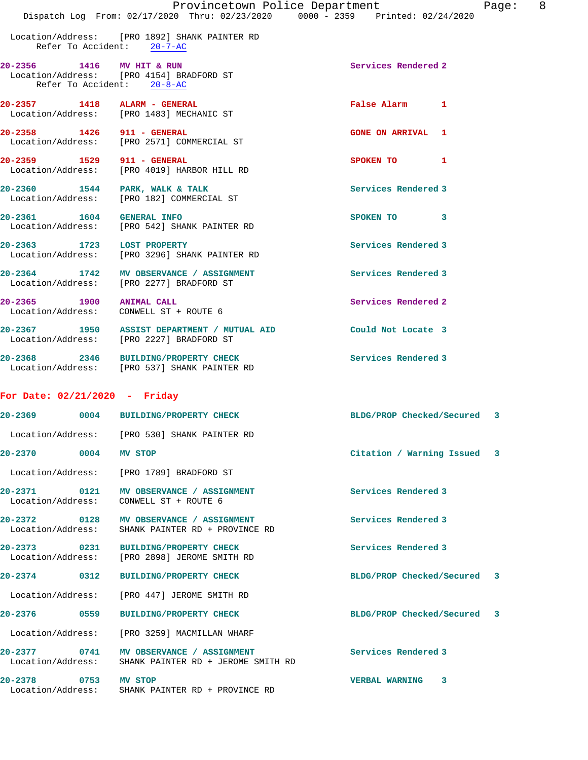Location/Address: [PRO 1892] SHANK PAINTER RD
Refer To Accident: 20-7-AC

**20-2356 1416 MV HIT & RUN** Services Rendered 2
Location/Address: [PRO 4154] BRADFORD ST
Refer To Accident: 20-8-AC

**20-2357 1418 ALARM - GENERAL** False Alarm 1
Location/Address: [PRO 1483] MECHANIC ST

**20-2358 1426 911 - GENERAL** GONE ON ARRIVAL 1
Location/Address: [PRO 2571] COMMERCIAL ST

**20-2359 1529 911 - GENERAL** SPOKEN TO 1
Location/Address: [PRO 4019] HARBOR HILL RD

**20-2360 1544 PARK, WALK & TALK** Services Rendered 3
Location/Address: [PRO 182] COMMERCIAL ST

**20-2361 1604 GENERAL INFO** SPOKEN TO 3
Location/Address: [PRO 542] SHANK PAINTER RD

**20-2363 1723 LOST PROPERTY** Services Rendered 3
Location/Address: [PRO 3296] SHANK PAINTER RD

**20-2364 1742 MV OBSERVANCE / ASSIGNMENT** Services Rendered 3
Location/Address: [PRO 2277] BRADFORD ST

**20-2365 1900 ANIMAL CALL** Services Rendered 2
Location/Address: CONWELL ST + ROUTE 6

**20-2367 1950 ASSIST DEPARTMENT / MUTUAL AID** Could Not Locate 3
Location/Address: [PRO 2227] BRADFORD ST

**20-2368 2346 BUILDING/PROPERTY CHECK** Services Rendered 3
Location/Address: [PRO 537] SHANK PAINTER RD

## For Date: 02/21/2020 - Friday

**20-2369 0004 BUILDING/PROPERTY CHECK** BLDG/PROP Checked/Secured 3
Location/Address: [PRO 530] SHANK PAINTER RD

**20-2370 0004 MV STOP** Citation / Warning Issued 3
Location/Address: [PRO 1789] BRADFORD ST

**20-2371 0121 MV OBSERVANCE / ASSIGNMENT** Services Rendered 3
Location/Address: CONWELL ST + ROUTE 6

**20-2372 0128 MV OBSERVANCE / ASSIGNMENT** Services Rendered 3
Location/Address: SHANK PAINTER RD + PROVINCE RD

**20-2373 0231 BUILDING/PROPERTY CHECK** Services Rendered 3
Location/Address: [PRO 2898] JEROME SMITH RD

**20-2374 0312 BUILDING/PROPERTY CHECK** BLDG/PROP Checked/Secured 3
Location/Address: [PRO 447] JEROME SMITH RD

**20-2376 0559 BUILDING/PROPERTY CHECK** BLDG/PROP Checked/Secured 3
Location/Address: [PRO 3259] MACMILLAN WHARF

**20-2377 0741 MV OBSERVANCE / ASSIGNMENT** Services Rendered 3
Location/Address: SHANK PAINTER RD + JEROME SMITH RD

**20-2378 0753 MV STOP** VERBAL WARNING 3
Location/Address: SHANK PAINTER RD + PROVINCE RD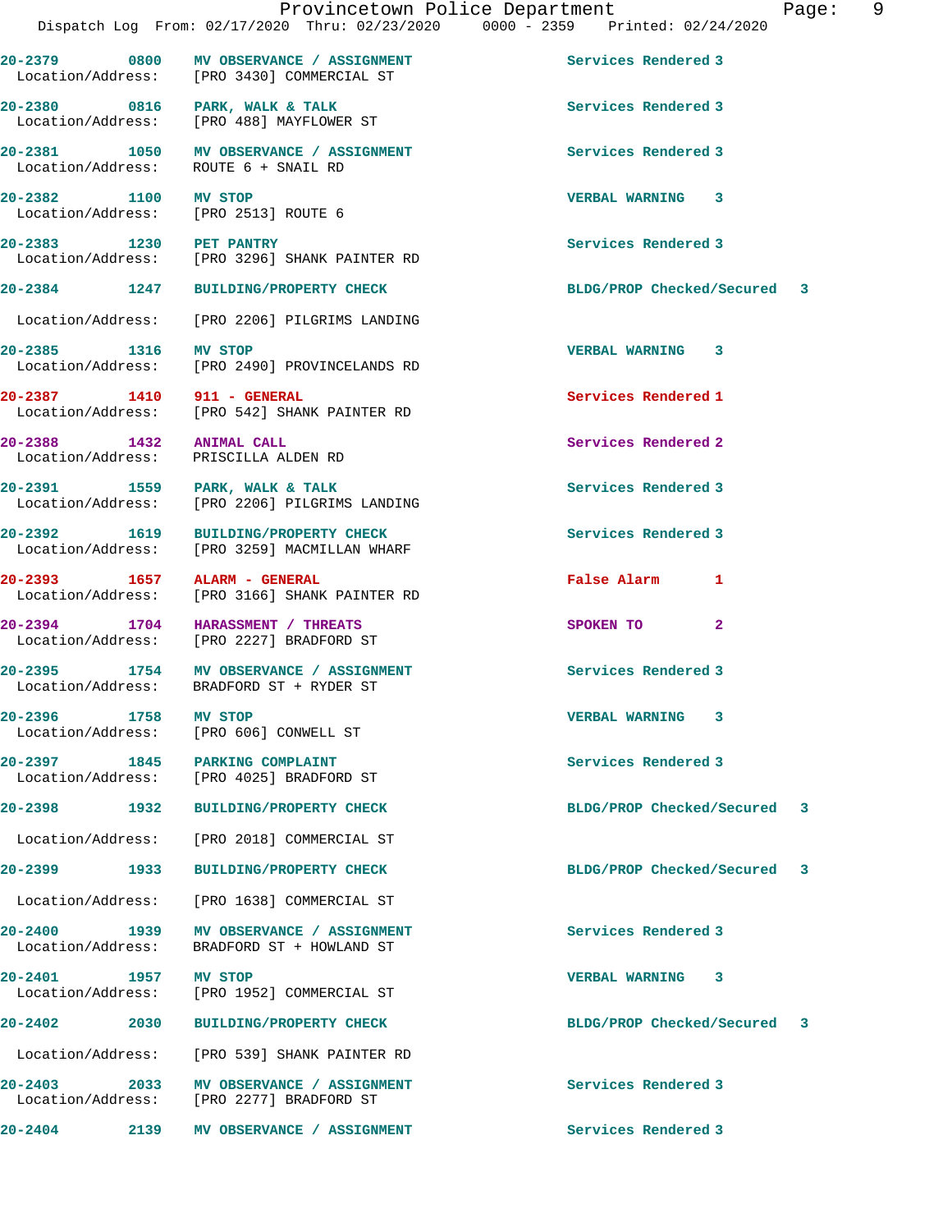20-2379 0800 MV OBSERVANCE / ASSIGNMENT Services Rendered 3
Location/Address: [PRO 3430] COMMERCIAL ST

20-2380 0816 PARK, WALK & TALK Services Rendered 3
Location/Address: [PRO 488] MAYFLOWER ST

20-2381 1050 MV OBSERVANCE / ASSIGNMENT Services Rendered 3
Location/Address: ROUTE 6 + SNAIL RD

20-2382 1100 MV STOP VERBAL WARNING 3
Location/Address: [PRO 2513] ROUTE 6

20-2383 1230 PET PANTRY Services Rendered 3
Location/Address: [PRO 3296] SHANK PAINTER RD

20-2384 1247 BUILDING/PROPERTY CHECK BLDG/PROP Checked/Secured 3
Location/Address: [PRO 2206] PILGRIMS LANDING

20-2385 1316 MV STOP VERBAL WARNING 3
Location/Address: [PRO 2490] PROVINCELANDS RD

20-2387 1410 911 - GENERAL Services Rendered 1
Location/Address: [PRO 542] SHANK PAINTER RD

20-2388 1432 ANIMAL CALL Services Rendered 2
Location/Address: PRISCILLA ALDEN RD

20-2391 1559 PARK, WALK & TALK Services Rendered 3
Location/Address: [PRO 2206] PILGRIMS LANDING

20-2392 1619 BUILDING/PROPERTY CHECK Services Rendered 3
Location/Address: [PRO 3259] MACMILLAN WHARF

20-2393 1657 ALARM - GENERAL False Alarm 1
Location/Address: [PRO 3166] SHANK PAINTER RD

20-2394 1704 HARASSMENT / THREATS SPOKEN TO 2
Location/Address: [PRO 2227] BRADFORD ST

20-2395 1754 MV OBSERVANCE / ASSIGNMENT Services Rendered 3
Location/Address: BRADFORD ST + RYDER ST

20-2396 1758 MV STOP VERBAL WARNING 3
Location/Address: [PRO 606] CONWELL ST

20-2397 1845 PARKING COMPLAINT Services Rendered 3
Location/Address: [PRO 4025] BRADFORD ST

20-2398 1932 BUILDING/PROPERTY CHECK BLDG/PROP Checked/Secured 3
Location/Address: [PRO 2018] COMMERCIAL ST

20-2399 1933 BUILDING/PROPERTY CHECK BLDG/PROP Checked/Secured 3
Location/Address: [PRO 1638] COMMERCIAL ST

20-2400 1939 MV OBSERVANCE / ASSIGNMENT Services Rendered 3
Location/Address: BRADFORD ST + HOWLAND ST

20-2401 1957 MV STOP VERBAL WARNING 3
Location/Address: [PRO 1952] COMMERCIAL ST

20-2402 2030 BUILDING/PROPERTY CHECK BLDG/PROP Checked/Secured 3
Location/Address: [PRO 539] SHANK PAINTER RD

20-2403 2033 MV OBSERVANCE / ASSIGNMENT Services Rendered 3
Location/Address: [PRO 2277] BRADFORD ST

20-2404 2139 MV OBSERVANCE / ASSIGNMENT Services Rendered 3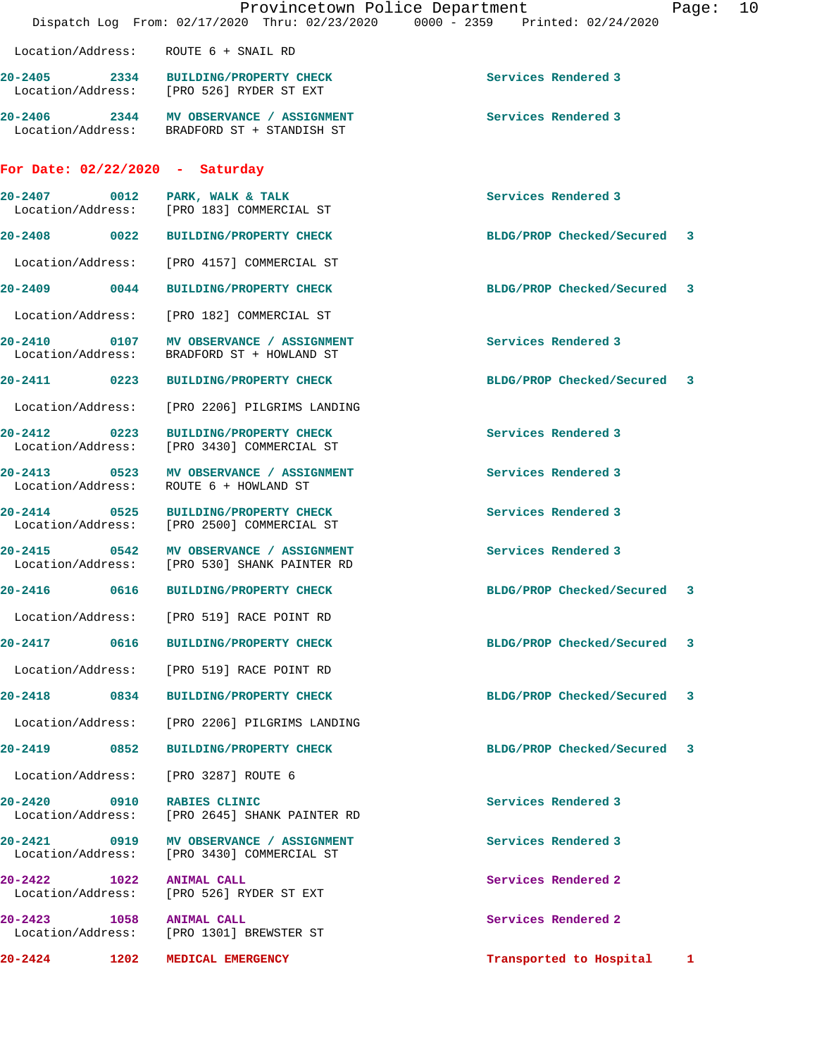Location/Address: ROUTE 6 + SNAIL RD

**20-2405** 2334 **BUILDING/PROPERTY CHECK** Services Rendered 3
Location/Address: [PRO 526] RYDER ST EXT

**20-2406** 2344 **MV OBSERVANCE / ASSIGNMENT** Services Rendered 3
Location/Address: BRADFORD ST + STANDISH ST

## For Date: 02/22/2020 - Saturday

**20-2407** 0012 **PARK, WALK & TALK** Services Rendered 3
Location/Address: [PRO 183] COMMERCIAL ST

**20-2408** 0022 **BUILDING/PROPERTY CHECK** BLDG/PROP Checked/Secured 3
Location/Address: [PRO 4157] COMMERCIAL ST

**20-2409** 0044 **BUILDING/PROPERTY CHECK** BLDG/PROP Checked/Secured 3
Location/Address: [PRO 182] COMMERCIAL ST

**20-2410** 0107 **MV OBSERVANCE / ASSIGNMENT** Services Rendered 3
Location/Address: BRADFORD ST + HOWLAND ST

**20-2411** 0223 **BUILDING/PROPERTY CHECK** BLDG/PROP Checked/Secured 3
Location/Address: [PRO 2206] PILGRIMS LANDING

**20-2412** 0223 **BUILDING/PROPERTY CHECK** Services Rendered 3
Location/Address: [PRO 3430] COMMERCIAL ST

**20-2413** 0523 **MV OBSERVANCE / ASSIGNMENT** Services Rendered 3
Location/Address: ROUTE 6 + HOWLAND ST

**20-2414** 0525 **BUILDING/PROPERTY CHECK** Services Rendered 3
Location/Address: [PRO 2500] COMMERCIAL ST

**20-2415** 0542 **MV OBSERVANCE / ASSIGNMENT** Services Rendered 3
Location/Address: [PRO 530] SHANK PAINTER RD

**20-2416** 0616 **BUILDING/PROPERTY CHECK** BLDG/PROP Checked/Secured 3
Location/Address: [PRO 519] RACE POINT RD

**20-2417** 0616 **BUILDING/PROPERTY CHECK** BLDG/PROP Checked/Secured 3
Location/Address: [PRO 519] RACE POINT RD

**20-2418** 0834 **BUILDING/PROPERTY CHECK** BLDG/PROP Checked/Secured 3
Location/Address: [PRO 2206] PILGRIMS LANDING

**20-2419** 0852 **BUILDING/PROPERTY CHECK** BLDG/PROP Checked/Secured 3
Location/Address: [PRO 3287] ROUTE 6

**20-2420** 0910 **RABIES CLINIC** Services Rendered 3
Location/Address: [PRO 2645] SHANK PAINTER RD

**20-2421** 0919 **MV OBSERVANCE / ASSIGNMENT** Services Rendered 3
Location/Address: [PRO 3430] COMMERCIAL ST

**20-2422** 1022 **ANIMAL CALL** Services Rendered 2
Location/Address: [PRO 526] RYDER ST EXT

**20-2423** 1058 **ANIMAL CALL** Services Rendered 2
Location/Address: [PRO 1301] BREWSTER ST

**20-2424** 1202 **MEDICAL EMERGENCY** Transported to Hospital 1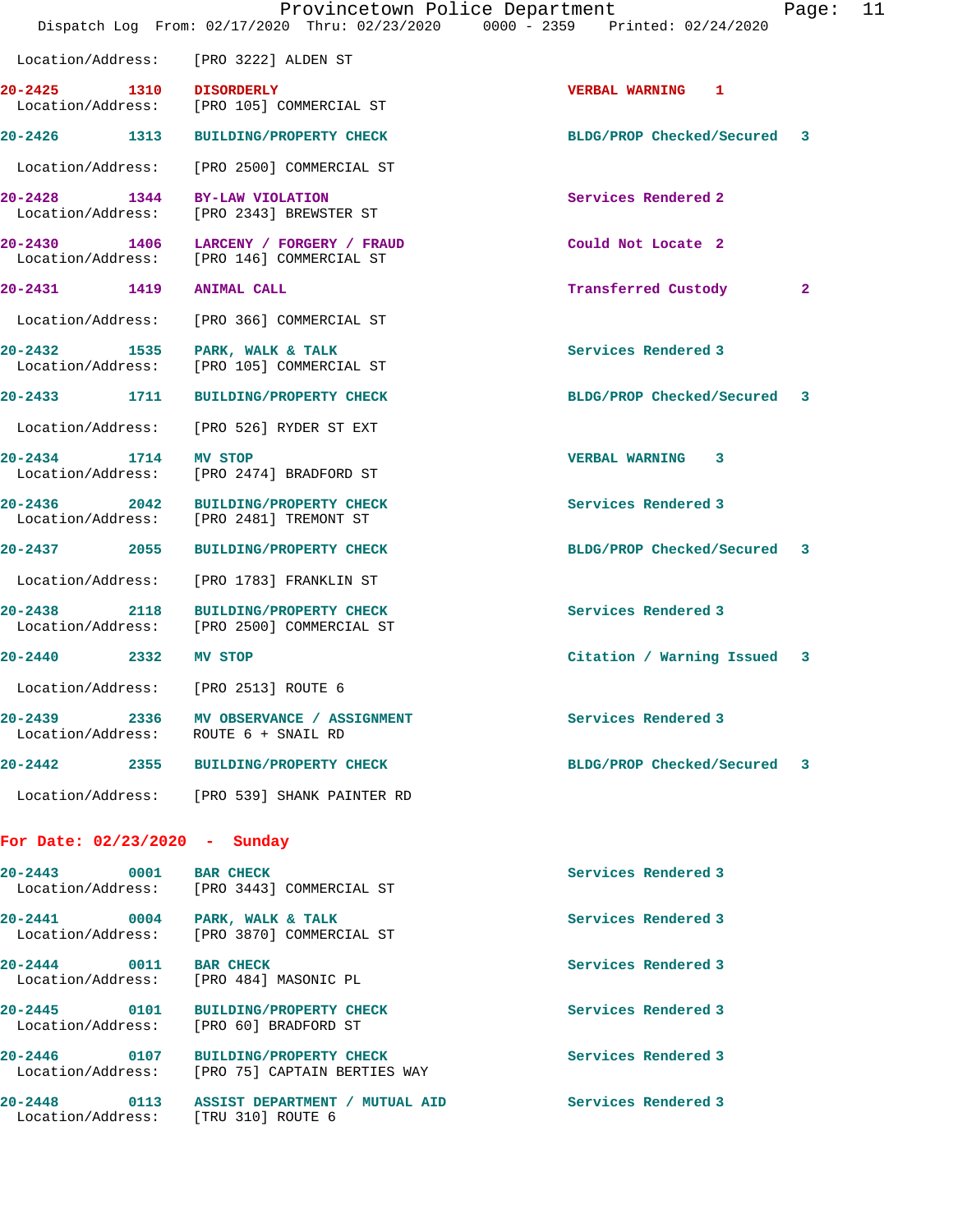Location/Address: [PRO 3222] ALDEN ST

| Call # | Time | Call Reason | Action | Priority |
|---|---|---|---|---|
| 20-2425 | 1310 | DISORDERLY | VERBAL WARNING | 1 |
| | | Location/Address: [PRO 105] COMMERCIAL ST | | |
| 20-2426 | 1313 | BUILDING/PROPERTY CHECK | BLDG/PROP Checked/Secured | 3 |
| | | Location/Address: [PRO 2500] COMMERCIAL ST | | |
| 20-2428 | 1344 | BY-LAW VIOLATION | Services Rendered | 2 |
| | | Location/Address: [PRO 2343] BREWSTER ST | | |
| 20-2430 | 1406 | LARCENY / FORGERY / FRAUD | Could Not Locate | 2 |
| | | Location/Address: [PRO 146] COMMERCIAL ST | | |
| 20-2431 | 1419 | ANIMAL CALL | Transferred Custody | 2 |
| | | Location/Address: [PRO 366] COMMERCIAL ST | | |
| 20-2432 | 1535 | PARK, WALK & TALK | Services Rendered | 3 |
| | | Location/Address: [PRO 105] COMMERCIAL ST | | |
| 20-2433 | 1711 | BUILDING/PROPERTY CHECK | BLDG/PROP Checked/Secured | 3 |
| | | Location/Address: [PRO 526] RYDER ST EXT | | |
| 20-2434 | 1714 | MV STOP | VERBAL WARNING | 3 |
| | | Location/Address: [PRO 2474] BRADFORD ST | | |
| 20-2436 | 2042 | BUILDING/PROPERTY CHECK | Services Rendered | 3 |
| | | Location/Address: [PRO 2481] TREMONT ST | | |
| 20-2437 | 2055 | BUILDING/PROPERTY CHECK | BLDG/PROP Checked/Secured | 3 |
| | | Location/Address: [PRO 1783] FRANKLIN ST | | |
| 20-2438 | 2118 | BUILDING/PROPERTY CHECK | Services Rendered | 3 |
| | | Location/Address: [PRO 2500] COMMERCIAL ST | | |
| 20-2440 | 2332 | MV STOP | Citation / Warning Issued | 3 |
| | | Location/Address: [PRO 2513] ROUTE 6 | | |
| 20-2439 | 2336 | MV OBSERVANCE / ASSIGNMENT | Services Rendered | 3 |
| | | Location/Address: ROUTE 6 + SNAIL RD | | |
| 20-2442 | 2355 | BUILDING/PROPERTY CHECK | BLDG/PROP Checked/Secured | 3 |
| | | Location/Address: [PRO 539] SHANK PAINTER RD | | |

## For Date: 02/23/2020 - Sunday

| Call # | Time | Call Reason | Action | Priority |
|---|---|---|---|---|
| 20-2443 | 0001 | BAR CHECK | Services Rendered | 3 |
| | | Location/Address: [PRO 3443] COMMERCIAL ST | | |
| 20-2441 | 0004 | PARK, WALK & TALK | Services Rendered | 3 |
| | | Location/Address: [PRO 3870] COMMERCIAL ST | | |
| 20-2444 | 0011 | BAR CHECK | Services Rendered | 3 |
| | | Location/Address: [PRO 484] MASONIC PL | | |
| 20-2445 | 0101 | BUILDING/PROPERTY CHECK | Services Rendered | 3 |
| | | Location/Address: [PRO 60] BRADFORD ST | | |
| 20-2446 | 0107 | BUILDING/PROPERTY CHECK | Services Rendered | 3 |
| | | Location/Address: [PRO 75] CAPTAIN BERTIES WAY | | |
| 20-2448 | 0113 | ASSIST DEPARTMENT / MUTUAL AID | Services Rendered | 3 |
| | | Location/Address: [TRU 310] ROUTE 6 | | |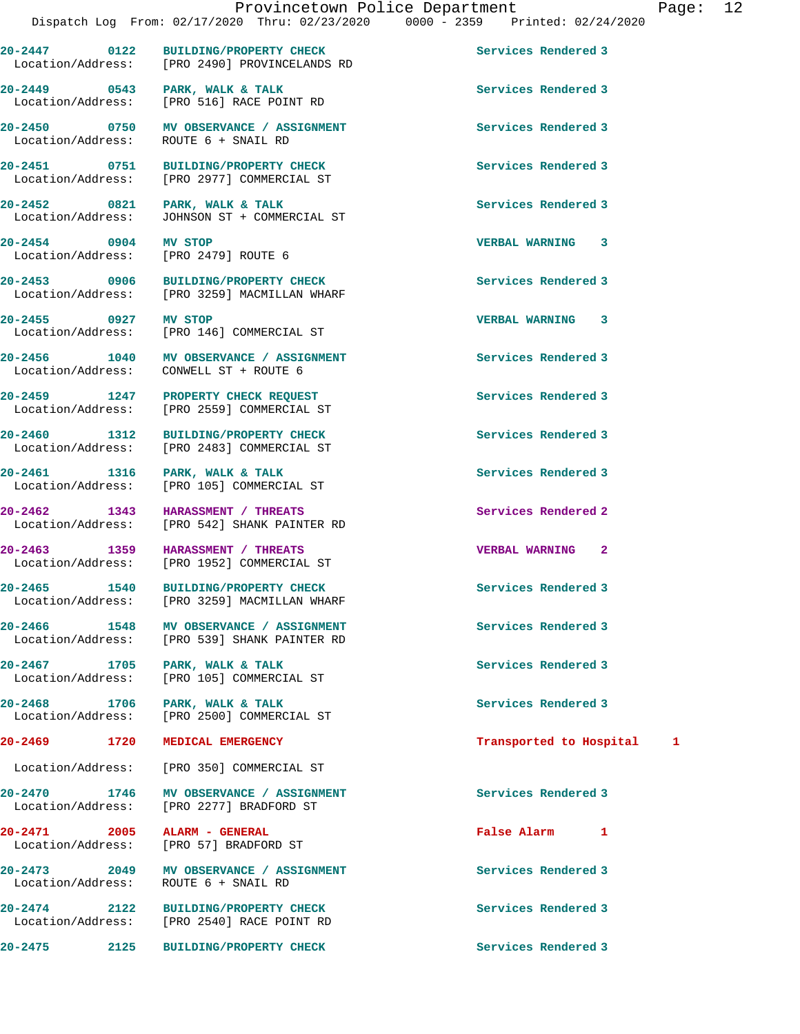20-2447 0122 BUILDING/PROPERTY CHECK Services Rendered 3
Location/Address: [PRO 2490] PROVINCELANDS RD

20-2449 0543 PARK, WALK & TALK Services Rendered 3
Location/Address: [PRO 516] RACE POINT RD

20-2450 0750 MV OBSERVANCE / ASSIGNMENT Services Rendered 3
Location/Address: ROUTE 6 + SNAIL RD

20-2451 0751 BUILDING/PROPERTY CHECK Services Rendered 3
Location/Address: [PRO 2977] COMMERCIAL ST

20-2452 0821 PARK, WALK & TALK Services Rendered 3
Location/Address: JOHNSON ST + COMMERCIAL ST

20-2454 0904 MV STOP VERBAL WARNING 3
Location/Address: [PRO 2479] ROUTE 6

20-2453 0906 BUILDING/PROPERTY CHECK Services Rendered 3
Location/Address: [PRO 3259] MACMILLAN WHARF

20-2455 0927 MV STOP VERBAL WARNING 3
Location/Address: [PRO 146] COMMERCIAL ST

20-2456 1040 MV OBSERVANCE / ASSIGNMENT Services Rendered 3
Location/Address: CONWELL ST + ROUTE 6

20-2459 1247 PROPERTY CHECK REQUEST Services Rendered 3
Location/Address: [PRO 2559] COMMERCIAL ST

20-2460 1312 BUILDING/PROPERTY CHECK Services Rendered 3
Location/Address: [PRO 2483] COMMERCIAL ST

20-2461 1316 PARK, WALK & TALK Services Rendered 3
Location/Address: [PRO 105] COMMERCIAL ST

20-2462 1343 HARASSMENT / THREATS Services Rendered 2
Location/Address: [PRO 542] SHANK PAINTER RD

20-2463 1359 HARASSMENT / THREATS VERBAL WARNING 2
Location/Address: [PRO 1952] COMMERCIAL ST

20-2465 1540 BUILDING/PROPERTY CHECK Services Rendered 3
Location/Address: [PRO 3259] MACMILLAN WHARF

20-2466 1548 MV OBSERVANCE / ASSIGNMENT Services Rendered 3
Location/Address: [PRO 539] SHANK PAINTER RD

20-2467 1705 PARK, WALK & TALK Services Rendered 3
Location/Address: [PRO 105] COMMERCIAL ST

20-2468 1706 PARK, WALK & TALK Services Rendered 3
Location/Address: [PRO 2500] COMMERCIAL ST

20-2469 1720 MEDICAL EMERGENCY Transported to Hospital 1
Location/Address: [PRO 350] COMMERCIAL ST

20-2470 1746 MV OBSERVANCE / ASSIGNMENT Services Rendered 3
Location/Address: [PRO 2277] BRADFORD ST

20-2471 2005 ALARM - GENERAL False Alarm 1
Location/Address: [PRO 57] BRADFORD ST

20-2473 2049 MV OBSERVANCE / ASSIGNMENT Services Rendered 3
Location/Address: ROUTE 6 + SNAIL RD

20-2474 2122 BUILDING/PROPERTY CHECK Services Rendered 3
Location/Address: [PRO 2540] RACE POINT RD

20-2475 2125 BUILDING/PROPERTY CHECK Services Rendered 3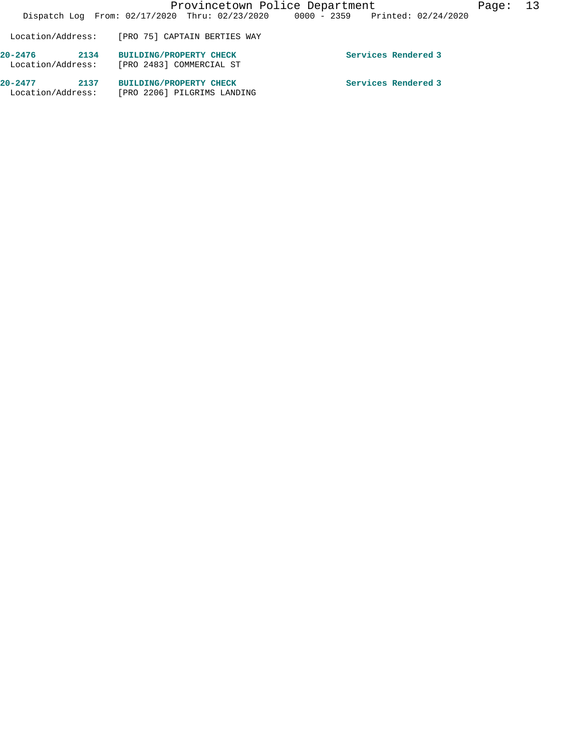Location/Address: [PRO 75] CAPTAIN BERTIES WAY

**20-2476 2134 BUILDING/PROPERTY CHECK** **Services Rendered 3**
Location/Address: [PRO 2483] COMMERCIAL ST

**20-2477 2137 BUILDING/PROPERTY CHECK** **Services Rendered 3**
Location/Address: [PRO 2206] PILGRIMS LANDING